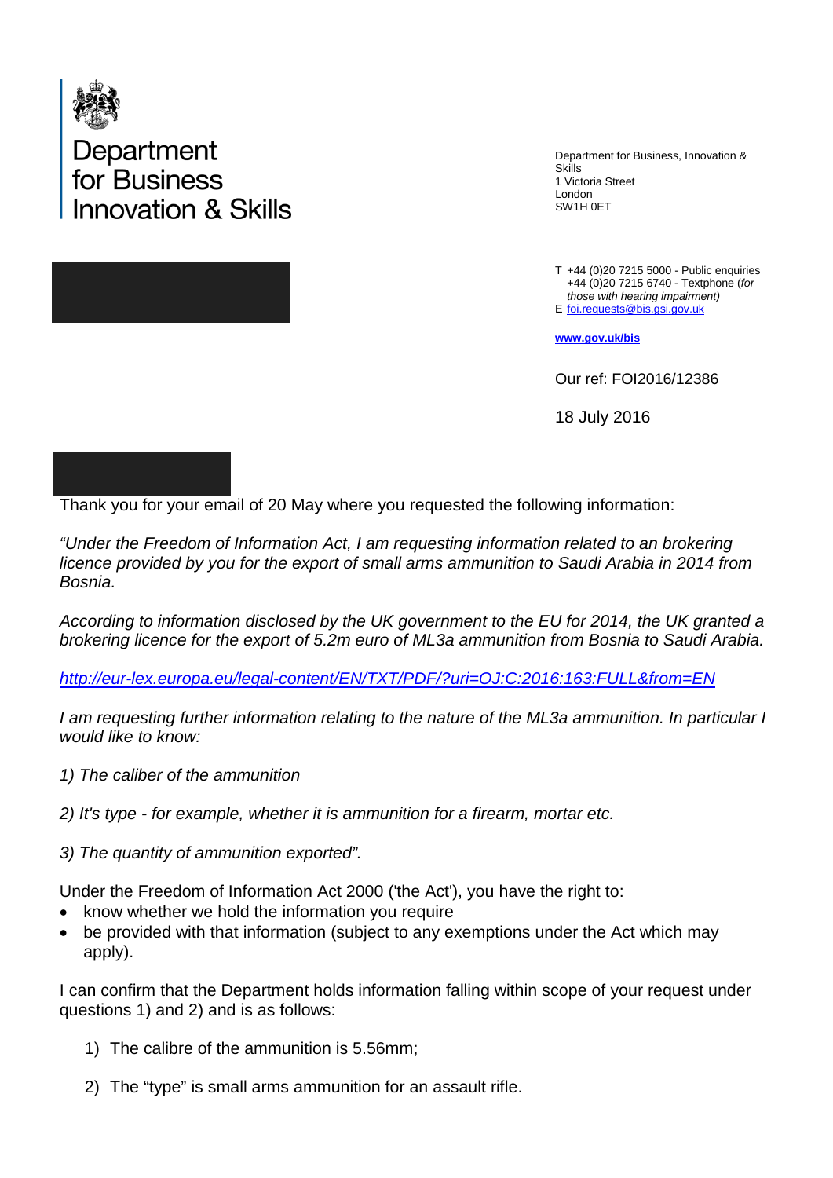Department for Business Innovation & Skills

Department for Business, Innovation & Skills
1 Victoria Street
London
SW1H 0ET

T +44 (0)20 7215 5000 - Public enquiries
+44 (0)20 7215 6740 - Textphone (*for those with hearing impairment)*
E [foi.requests@bis.gsi.gov.uk](mailto:foi.requests@bis.gsi.gov.uk)

**[www.gov.uk/bis](http://www.gov.uk/bis)**

Our ref: FOI2016/12386

18 July 2016

Thank you for your email of 20 May where you requested the following information:

*"Under the Freedom of Information Act, I am requesting information related to an brokering licence provided by you for the export of small arms ammunition to Saudi Arabia in 2014 from Bosnia.*

*According to information disclosed by the UK government to the EU for 2014, the UK granted a brokering licence for the export of 5.2m euro of ML3a ammunition from Bosnia to Saudi Arabia.*

*[http://eur-lex.europa.eu/legal-content/EN/TXT/PDF/?uri=OJ:C:2016:163:FULL&from=EN](http://eur-lex.europa.eu/legal-content/EN/TXT/PDF/?uri=OJ:C:2016:163:FULL&from=EN)*

*I am requesting further information relating to the nature of the ML3a ammunition. In particular I would like to know:*

*1) The caliber of the ammunition*

*2) It's type - for example, whether it is ammunition for a firearm, mortar etc.*

*3) The quantity of ammunition exported".*

Under the Freedom of Information Act 2000 ('the Act'), you have the right to:

- know whether we hold the information you require
- be provided with that information (subject to any exemptions under the Act which may apply).

I can confirm that the Department holds information falling within scope of your request under questions 1) and 2) and is as follows:

1) The calibre of the ammunition is 5.56mm;

2) The "type" is small arms ammunition for an assault rifle.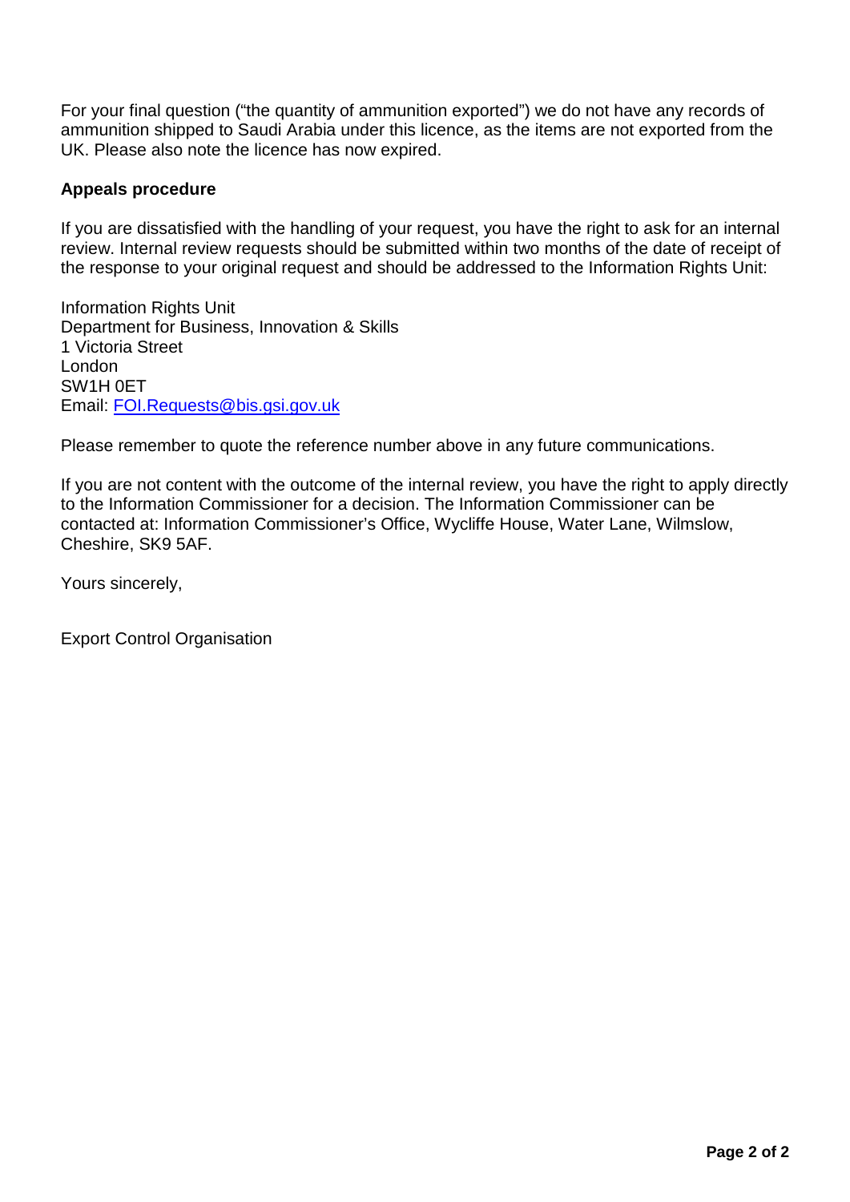For your final question ("the quantity of ammunition exported") we do not have any records of ammunition shipped to Saudi Arabia under this licence, as the items are not exported from the UK. Please also note the licence has now expired.

**Appeals procedure**

If you are dissatisfied with the handling of your request, you have the right to ask for an internal review. Internal review requests should be submitted within two months of the date of receipt of the response to your original request and should be addressed to the Information Rights Unit:

Information Rights Unit
Department for Business, Innovation & Skills
1 Victoria Street
London
SW1H 0ET
Email: FOI.Requests@bis.gsi.gov.uk

Please remember to quote the reference number above in any future communications.

If you are not content with the outcome of the internal review, you have the right to apply directly to the Information Commissioner for a decision. The Information Commissioner can be contacted at: Information Commissioner's Office, Wycliffe House, Water Lane, Wilmslow, Cheshire, SK9 5AF.

Yours sincerely,

Export Control Organisation